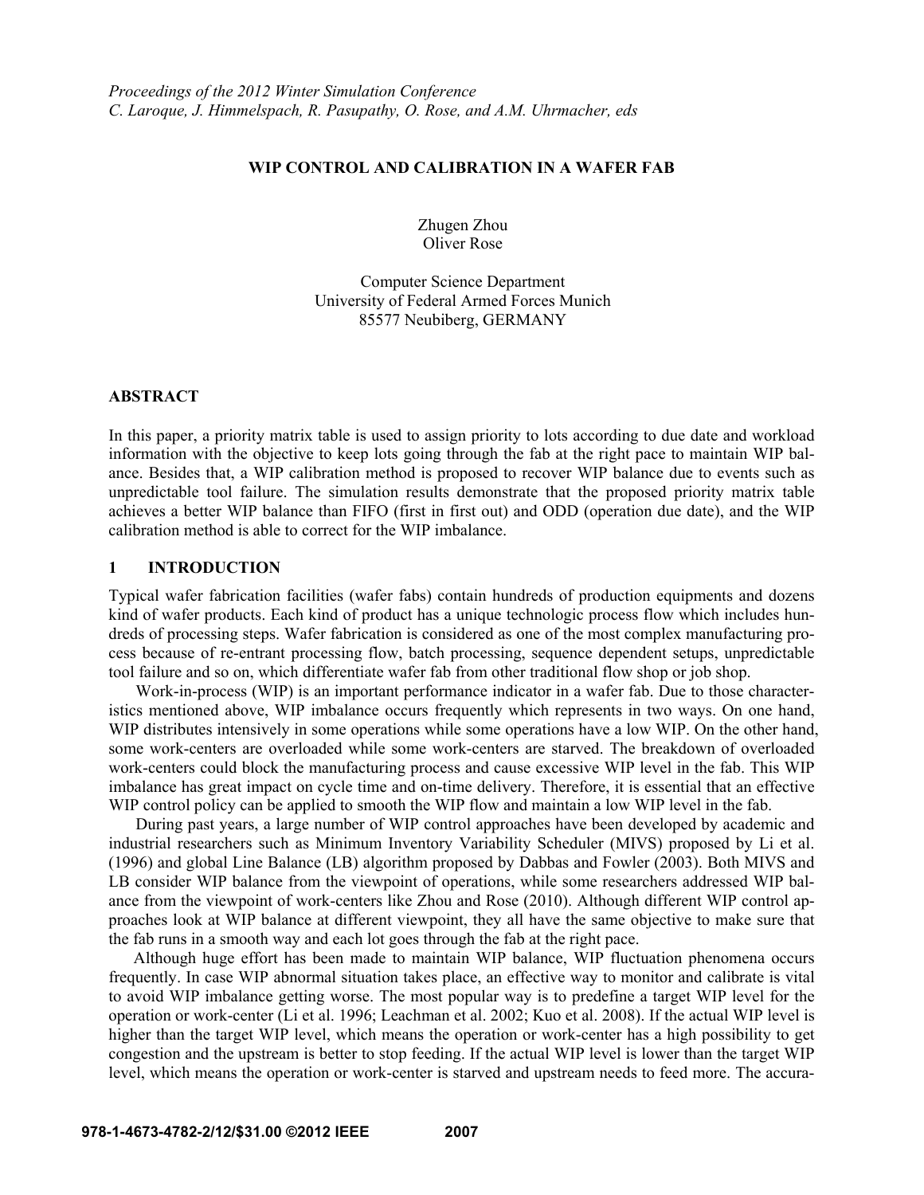*Proceedings of the 2012 Winter Simulation Conference*
*C. Laroque, J. Himmelspach, R. Pasupathy, O. Rose, and A.M. Uhrmacher, eds*

# WIP CONTROL AND CALIBRATION IN A WAFER FAB

Zhugen Zhou
Oliver Rose

Computer Science Department
University of Federal Armed Forces Munich
85577 Neubiberg, GERMANY

## ABSTRACT

In this paper, a priority matrix table is used to assign priority to lots according to due date and workload information with the objective to keep lots going through the fab at the right pace to maintain WIP balance. Besides that, a WIP calibration method is proposed to recover WIP balance due to events such as unpredictable tool failure. The simulation results demonstrate that the proposed priority matrix table achieves a better WIP balance than FIFO (first in first out) and ODD (operation due date), and the WIP calibration method is able to correct for the WIP imbalance.

## 1 INTRODUCTION

Typical wafer fabrication facilities (wafer fabs) contain hundreds of production equipments and dozens kind of wafer products. Each kind of product has a unique technologic process flow which includes hundreds of processing steps. Wafer fabrication is considered as one of the most complex manufacturing process because of re-entrant processing flow, batch processing, sequence dependent setups, unpredictable tool failure and so on, which differentiate wafer fab from other traditional flow shop or job shop.

Work-in-process (WIP) is an important performance indicator in a wafer fab. Due to those characteristics mentioned above, WIP imbalance occurs frequently which represents in two ways. On one hand, WIP distributes intensively in some operations while some operations have a low WIP. On the other hand, some work-centers are overloaded while some work-centers are starved. The breakdown of overloaded work-centers could block the manufacturing process and cause excessive WIP level in the fab. This WIP imbalance has great impact on cycle time and on-time delivery. Therefore, it is essential that an effective WIP control policy can be applied to smooth the WIP flow and maintain a low WIP level in the fab.

During past years, a large number of WIP control approaches have been developed by academic and industrial researchers such as Minimum Inventory Variability Scheduler (MIVS) proposed by Li et al. (1996) and global Line Balance (LB) algorithm proposed by Dabbas and Fowler (2003). Both MIVS and LB consider WIP balance from the viewpoint of operations, while some researchers addressed WIP balance from the viewpoint of work-centers like Zhou and Rose (2010). Although different WIP control approaches look at WIP balance at different viewpoint, they all have the same objective to make sure that the fab runs in a smooth way and each lot goes through the fab at the right pace.

Although huge effort has been made to maintain WIP balance, WIP fluctuation phenomena occurs frequently. In case WIP abnormal situation takes place, an effective way to monitor and calibrate is vital to avoid WIP imbalance getting worse. The most popular way is to predefine a target WIP level for the operation or work-center (Li et al. 1996; Leachman et al. 2002; Kuo et al. 2008). If the actual WIP level is higher than the target WIP level, which means the operation or work-center has a high possibility to get congestion and the upstream is better to stop feeding. If the actual WIP level is lower than the target WIP level, which means the operation or work-center is starved and upstream needs to feed more. The accura-

**978-1-4673-4782-2/12/$31.00 ©2012 IEEE**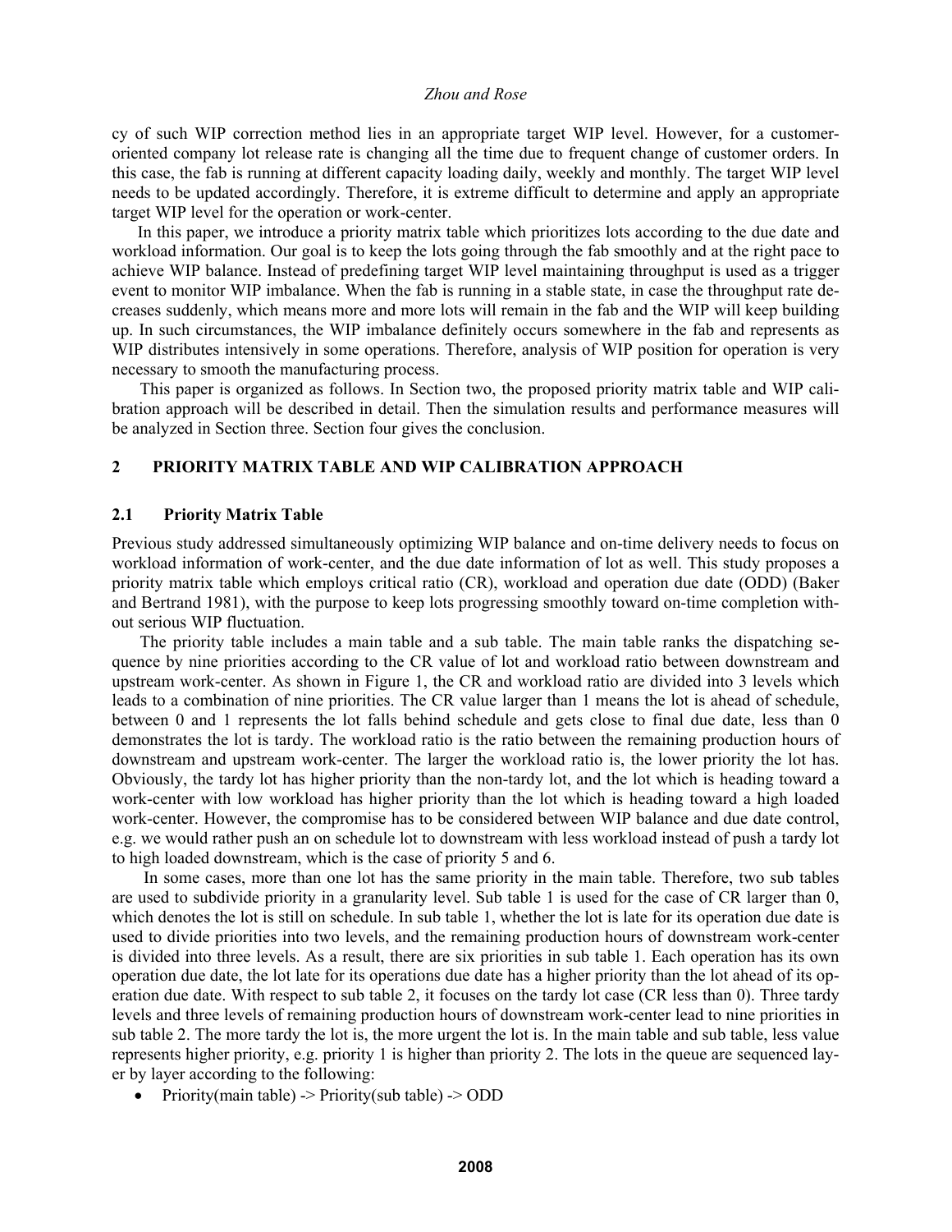cy of such WIP correction method lies in an appropriate target WIP level. However, for a customer-oriented company lot release rate is changing all the time due to frequent change of customer orders. In this case, the fab is running at different capacity loading daily, weekly and monthly. The target WIP level needs to be updated accordingly. Therefore, it is extreme difficult to determine and apply an appropriate target WIP level for the operation or work-center.

In this paper, we introduce a priority matrix table which prioritizes lots according to the due date and workload information. Our goal is to keep the lots going through the fab smoothly and at the right pace to achieve WIP balance. Instead of predefining target WIP level maintaining throughput is used as a trigger event to monitor WIP imbalance. When the fab is running in a stable state, in case the throughput rate decreases suddenly, which means more and more lots will remain in the fab and the WIP will keep building up. In such circumstances, the WIP imbalance definitely occurs somewhere in the fab and represents as WIP distributes intensively in some operations. Therefore, analysis of WIP position for operation is very necessary to smooth the manufacturing process.

This paper is organized as follows. In Section two, the proposed priority matrix table and WIP calibration approach will be described in detail. Then the simulation results and performance measures will be analyzed in Section three. Section four gives the conclusion.

## 2 PRIORITY MATRIX TABLE AND WIP CALIBRATION APPROACH

### 2.1 Priority Matrix Table

Previous study addressed simultaneously optimizing WIP balance and on-time delivery needs to focus on workload information of work-center, and the due date information of lot as well. This study proposes a priority matrix table which employs critical ratio (CR), workload and operation due date (ODD) (Baker and Bertrand 1981), with the purpose to keep lots progressing smoothly toward on-time completion without serious WIP fluctuation.

The priority table includes a main table and a sub table. The main table ranks the dispatching sequence by nine priorities according to the CR value of lot and workload ratio between downstream and upstream work-center. As shown in Figure 1, the CR and workload ratio are divided into 3 levels which leads to a combination of nine priorities. The CR value larger than 1 means the lot is ahead of schedule, between 0 and 1 represents the lot falls behind schedule and gets close to final due date, less than 0 demonstrates the lot is tardy. The workload ratio is the ratio between the remaining production hours of downstream and upstream work-center. The larger the workload ratio is, the lower priority the lot has. Obviously, the tardy lot has higher priority than the non-tardy lot, and the lot which is heading toward a work-center with low workload has higher priority than the lot which is heading toward a high loaded work-center. However, the compromise has to be considered between WIP balance and due date control, e.g. we would rather push an on schedule lot to downstream with less workload instead of push a tardy lot to high loaded downstream, which is the case of priority 5 and 6.

In some cases, more than one lot has the same priority in the main table. Therefore, two sub tables are used to subdivide priority in a granularity level. Sub table 1 is used for the case of CR larger than 0, which denotes the lot is still on schedule. In sub table 1, whether the lot is late for its operation due date is used to divide priorities into two levels, and the remaining production hours of downstream work-center is divided into three levels. As a result, there are six priorities in sub table 1. Each operation has its own operation due date, the lot late for its operations due date has a higher priority than the lot ahead of its operation due date. With respect to sub table 2, it focuses on the tardy lot case (CR less than 0). Three tardy levels and three levels of remaining production hours of downstream work-center lead to nine priorities in sub table 2. The more tardy the lot is, the more urgent the lot is. In the main table and sub table, less value represents higher priority, e.g. priority 1 is higher than priority 2. The lots in the queue are sequenced layer by layer according to the following:

- Priority(main table) -> Priority(sub table) -> ODD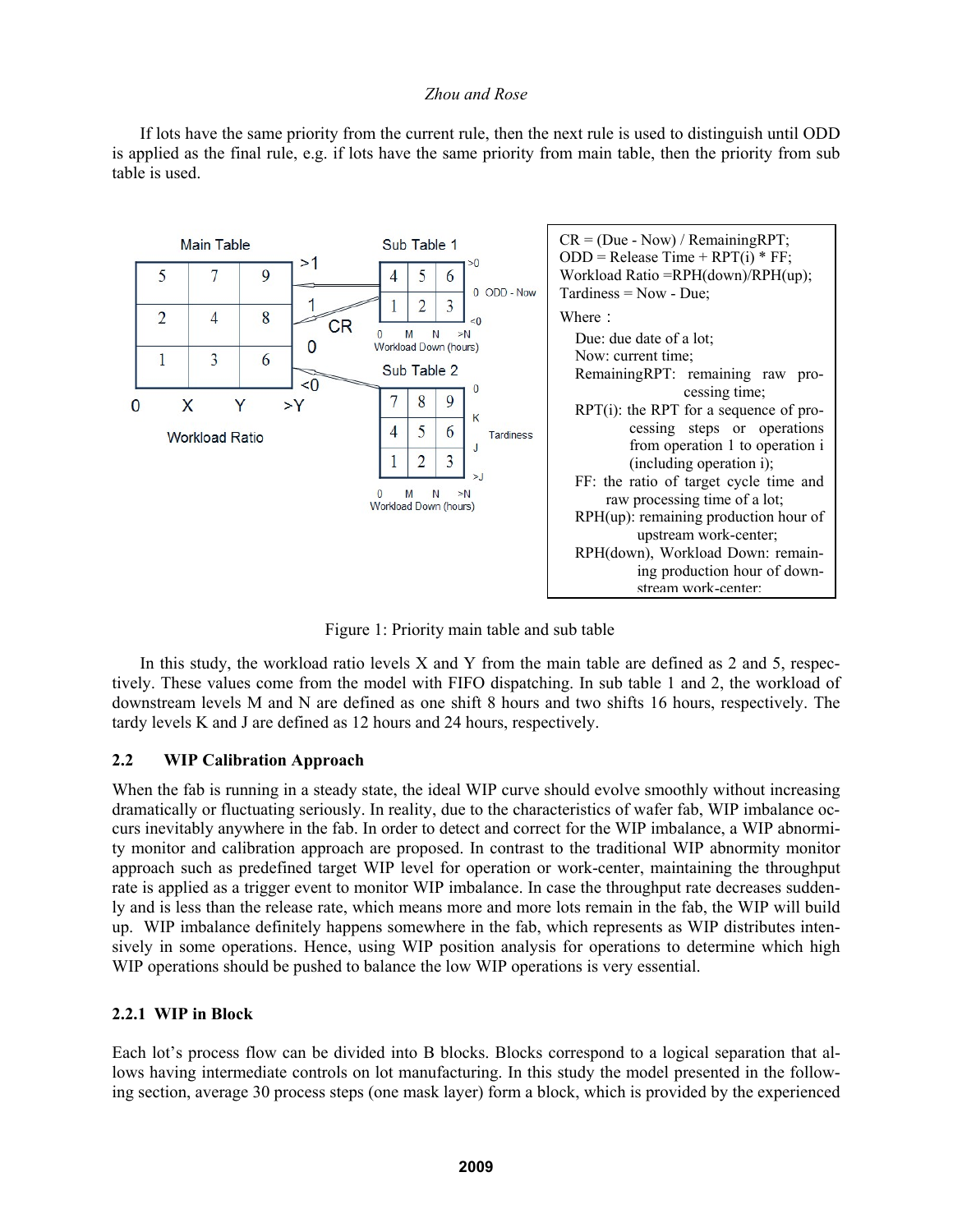If lots have the same priority from the current rule, then the next rule is used to distinguish until ODD is applied as the final rule, e.g. if lots have the same priority from main table, then the priority from sub table is used.

Main Table

| | 0 – X | X – Y | >Y |
|---|---|---|---|
| CR >1 | 5 | 7 | 9 |
| CR 0–1 | 2 | 4 | 8 |
| CR <0 | 1 | 3 | 6 |

Workload Ratio

Sub Table 1

| ODD - Now | 0 – M | M – N | >N |
|---|---|---|---|
| >0 | 4 | 5 | 6 |
| <0 | 1 | 2 | 3 |

Workload Down (hours)

Sub Table 2

| Tardiness | 0 – M | M – N | >N |
|---|---|---|---|
| 0 – K | 7 | 8 | 9 |
| K – J | 4 | 5 | 6 |
| >J | 1 | 2 | 3 |

Workload Down (hours)

CR = (Due - Now) / RemainingRPT;
ODD = Release Time + RPT(i) * FF;
Workload Ratio =RPH(down)/RPH(up);
Tardiness = Now - Due;

Where：
- Due: due date of a lot;
- Now: current time;
- RemainingRPT: remaining raw processing time;
- RPT(i): the RPT for a sequence of processing steps or operations from operation 1 to operation i (including operation i);
- FF: the ratio of target cycle time and raw processing time of a lot;
- RPH(up): remaining production hour of upstream work-center;
- RPH(down), Workload Down: remaining production hour of downstream work-center;

Figure 1: Priority main table and sub table

In this study, the workload ratio levels X and Y from the main table are defined as 2 and 5, respectively. These values come from the model with FIFO dispatching. In sub table 1 and 2, the workload of downstream levels M and N are defined as one shift 8 hours and two shifts 16 hours, respectively. The tardy levels K and J are defined as 12 hours and 24 hours, respectively.

### 2.2 WIP Calibration Approach

When the fab is running in a steady state, the ideal WIP curve should evolve smoothly without increasing dramatically or fluctuating seriously. In reality, due to the characteristics of wafer fab, WIP imbalance occurs inevitably anywhere in the fab. In order to detect and correct for the WIP imbalance, a WIP abnormity monitor and calibration approach are proposed. In contrast to the traditional WIP abnormity monitor approach such as predefined target WIP level for operation or work-center, maintaining the throughput rate is applied as a trigger event to monitor WIP imbalance. In case the throughput rate decreases suddenly and is less than the release rate, which means more and more lots remain in the fab, the WIP will build up. WIP imbalance definitely happens somewhere in the fab, which represents as WIP distributes intensively in some operations. Hence, using WIP position analysis for operations to determine which high WIP operations should be pushed to balance the low WIP operations is very essential.

#### 2.2.1 WIP in Block

Each lot's process flow can be divided into B blocks. Blocks correspond to a logical separation that allows having intermediate controls on lot manufacturing. In this study the model presented in the following section, average 30 process steps (one mask layer) form a block, which is provided by the experienced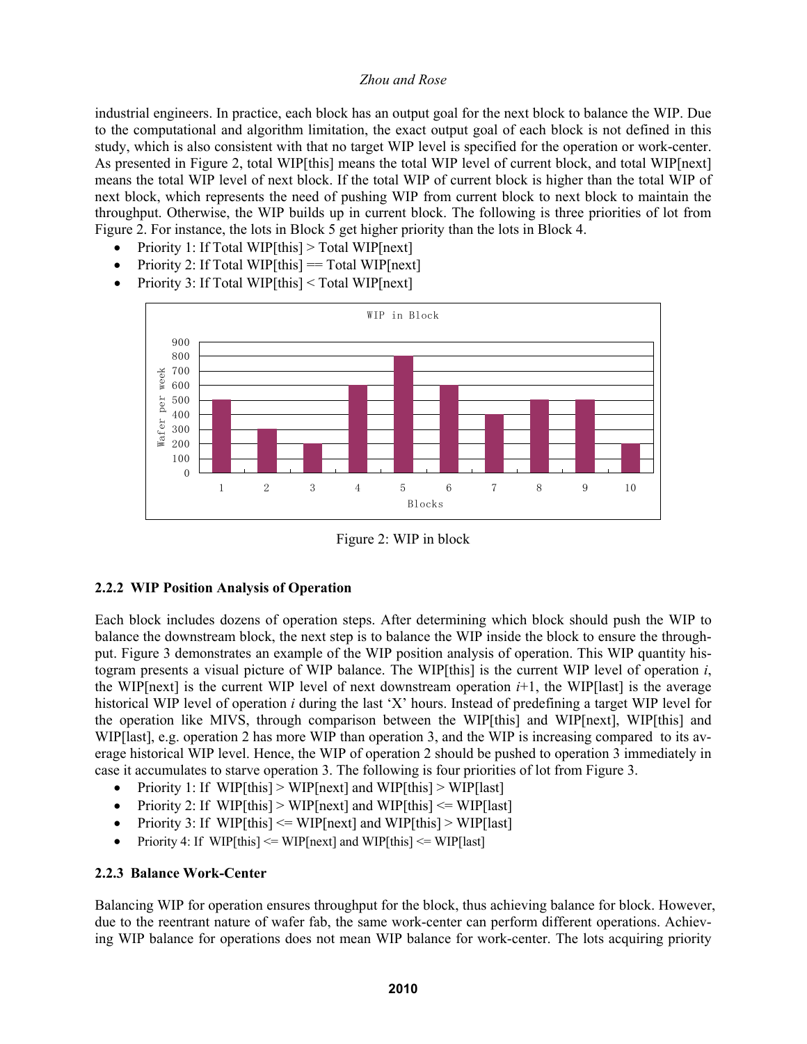industrial engineers. In practice, each block has an output goal for the next block to balance the WIP. Due to the computational and algorithm limitation, the exact output goal of each block is not defined in this study, which is also consistent with that no target WIP level is specified for the operation or work-center. As presented in Figure 2, total WIP[this] means the total WIP level of current block, and total WIP[next] means the total WIP level of next block. If the total WIP of current block is higher than the total WIP of next block, which represents the need of pushing WIP from current block to next block to maintain the throughput. Otherwise, the WIP builds up in current block. The following is three priorities of lot from Figure 2. For instance, the lots in Block 5 get higher priority than the lots in Block 4.

- Priority 1: If Total WIP[this] > Total WIP[next]
- Priority 2: If Total WIP[this] == Total WIP[next]
- Priority 3: If Total WIP[this] < Total WIP[next]

Figure 2: WIP in block

### 2.2.2 WIP Position Analysis of Operation

Each block includes dozens of operation steps. After determining which block should push the WIP to balance the downstream block, the next step is to balance the WIP inside the block to ensure the throughput. Figure 3 demonstrates an example of the WIP position analysis of operation. This WIP quantity histogram presents a visual picture of WIP balance. The WIP[this] is the current WIP level of operation $i$, the WIP[next] is the current WIP level of next downstream operation $i$+1, the WIP[last] is the average historical WIP level of operation $i$ during the last 'X' hours. Instead of predefining a target WIP level for the operation like MIVS, through comparison between the WIP[this] and WIP[next], WIP[this] and WIP[last], e.g. operation 2 has more WIP than operation 3, and the WIP is increasing compared to its average historical WIP level. Hence, the WIP of operation 2 should be pushed to operation 3 immediately in case it accumulates to starve operation 3. The following is four priorities of lot from Figure 3.

- Priority 1: If WIP[this] > WIP[next] and WIP[this] > WIP[last]
- Priority 2: If WIP[this] > WIP[next] and WIP[this] <= WIP[last]
- Priority 3: If WIP[this] <= WIP[next] and WIP[this] > WIP[last]
- Priority 4: If WIP[this] <= WIP[next] and WIP[this] <= WIP[last]

### 2.2.3 Balance Work-Center

Balancing WIP for operation ensures throughput for the block, thus achieving balance for block. However, due to the reentrant nature of wafer fab, the same work-center can perform different operations. Achieving WIP balance for operations does not mean WIP balance for work-center. The lots acquiring priority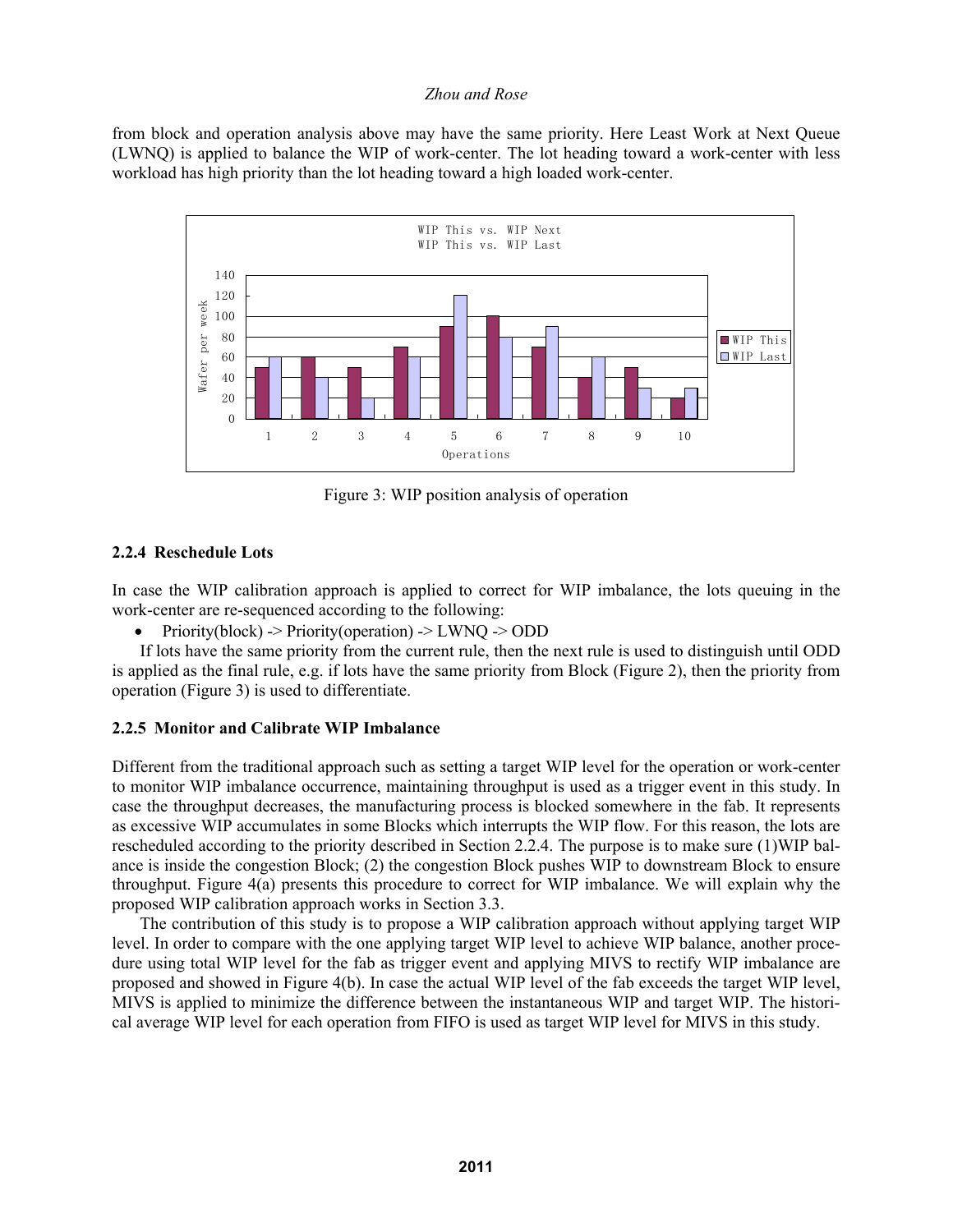from block and operation analysis above may have the same priority. Here Least Work at Next Queue (LWNQ) is applied to balance the WIP of work-center. The lot heading toward a work-center with less workload has high priority than the lot heading toward a high loaded work-center.

Figure 3: WIP position analysis of operation

### 2.2.4 Reschedule Lots

In case the WIP calibration approach is applied to correct for WIP imbalance, the lots queuing in the work-center are re-sequenced according to the following:

- Priority(block) -> Priority(operation) -> LWNQ -> ODD

If lots have the same priority from the current rule, then the next rule is used to distinguish until ODD is applied as the final rule, e.g. if lots have the same priority from Block (Figure 2), then the priority from operation (Figure 3) is used to differentiate.

### 2.2.5 Monitor and Calibrate WIP Imbalance

Different from the traditional approach such as setting a target WIP level for the operation or work-center to monitor WIP imbalance occurrence, maintaining throughput is used as a trigger event in this study. In case the throughput decreases, the manufacturing process is blocked somewhere in the fab. It represents as excessive WIP accumulates in some Blocks which interrupts the WIP flow. For this reason, the lots are rescheduled according to the priority described in Section 2.2.4. The purpose is to make sure (1)WIP balance is inside the congestion Block; (2) the congestion Block pushes WIP to downstream Block to ensure throughput. Figure 4(a) presents this procedure to correct for WIP imbalance. We will explain why the proposed WIP calibration approach works in Section 3.3.

The contribution of this study is to propose a WIP calibration approach without applying target WIP level. In order to compare with the one applying target WIP level to achieve WIP balance, another procedure using total WIP level for the fab as trigger event and applying MIVS to rectify WIP imbalance are proposed and showed in Figure 4(b). In case the actual WIP level of the fab exceeds the target WIP level, MIVS is applied to minimize the difference between the instantaneous WIP and target WIP. The historical average WIP level for each operation from FIFO is used as target WIP level for MIVS in this study.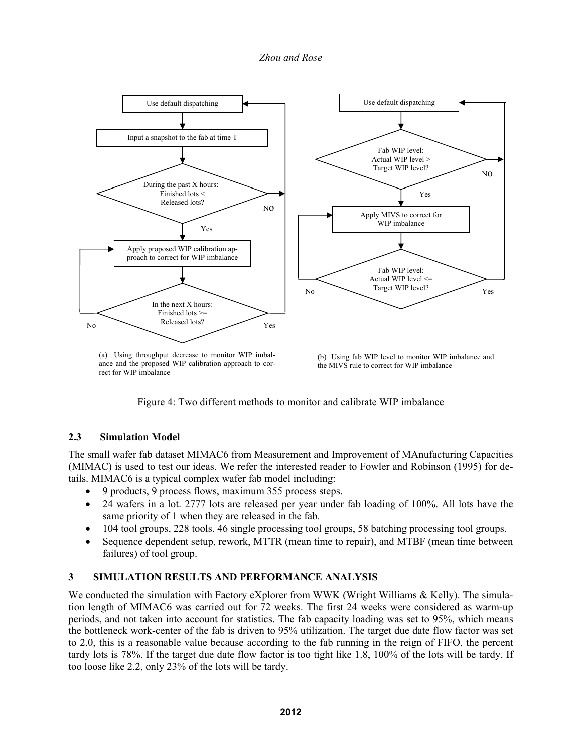(a) Using throughput decrease to monitor WIP imbalance and the proposed WIP calibration approach to correct for WIP imbalance

(b) Using fab WIP level to monitor WIP imbalance and the MIVS rule to correct for WIP imbalance

Figure 4: Two different methods to monitor and calibrate WIP imbalance

### 2.3 Simulation Model

The small wafer fab dataset MIMAC6 from Measurement and Improvement of MAnufacturing Capacities (MIMAC) is used to test our ideas. We refer the interested reader to Fowler and Robinson (1995) for details. MIMAC6 is a typical complex wafer fab model including:

- 9 products, 9 process flows, maximum 355 process steps.
- 24 wafers in a lot. 2777 lots are released per year under fab loading of 100%. All lots have the same priority of 1 when they are released in the fab.
- 104 tool groups, 228 tools. 46 single processing tool groups, 58 batching processing tool groups.
- Sequence dependent setup, rework, MTTR (mean time to repair), and MTBF (mean time between failures) of tool group.

## 3 SIMULATION RESULTS AND PERFORMANCE ANALYSIS

We conducted the simulation with Factory eXplorer from WWK (Wright Williams & Kelly). The simulation length of MIMAC6 was carried out for 72 weeks. The first 24 weeks were considered as warm-up periods, and not taken into account for statistics. The fab capacity loading was set to 95%, which means the bottleneck work-center of the fab is driven to 95% utilization. The target due date flow factor was set to 2.0, this is a reasonable value because according to the fab running in the reign of FIFO, the percent tardy lots is 78%. If the target due date flow factor is too tight like 1.8, 100% of the lots will be tardy. If too loose like 2.2, only 23% of the lots will be tardy.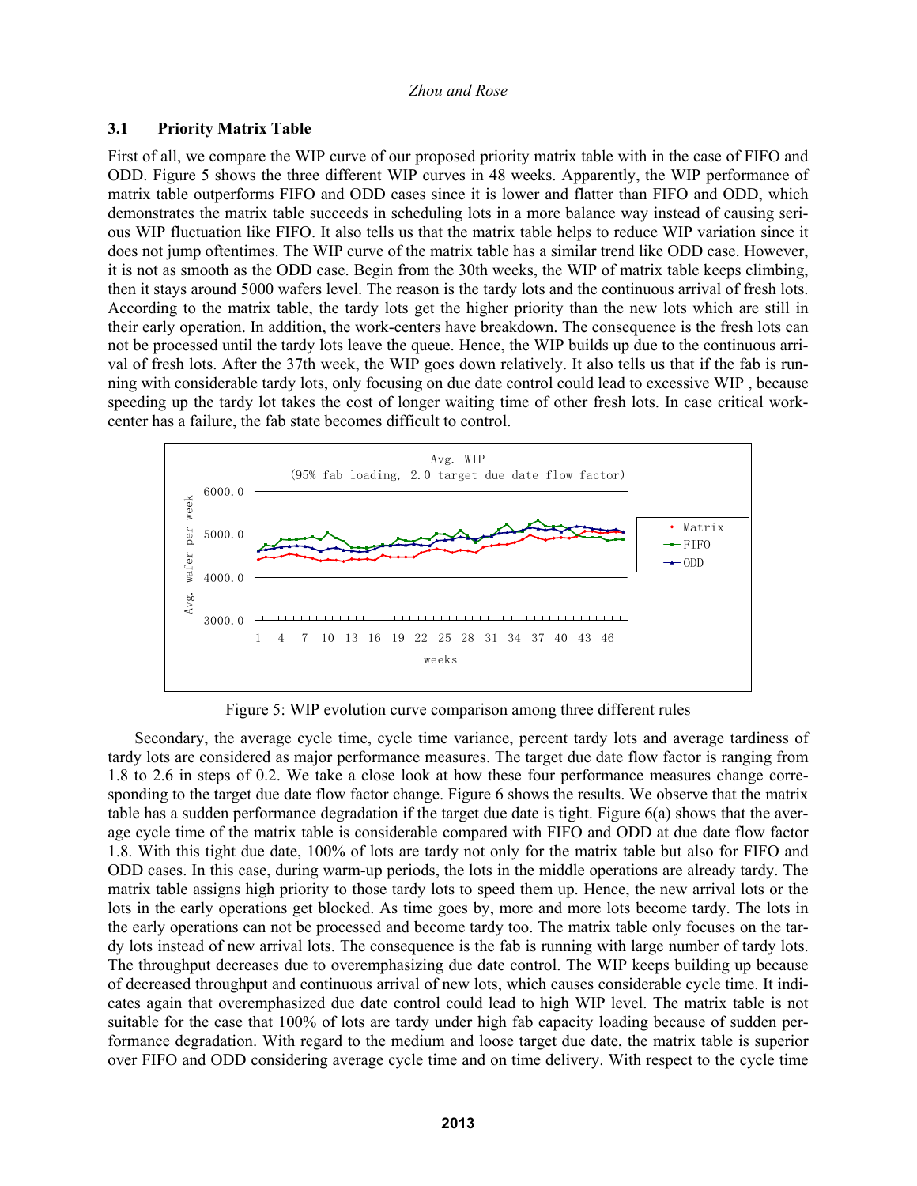### 3.1 Priority Matrix Table

First of all, we compare the WIP curve of our proposed priority matrix table with in the case of FIFO and ODD. Figure 5 shows the three different WIP curves in 48 weeks. Apparently, the WIP performance of matrix table outperforms FIFO and ODD cases since it is lower and flatter than FIFO and ODD, which demonstrates the matrix table succeeds in scheduling lots in a more balance way instead of causing serious WIP fluctuation like FIFO. It also tells us that the matrix table helps to reduce WIP variation since it does not jump oftentimes. The WIP curve of the matrix table has a similar trend like ODD case. However, it is not as smooth as the ODD case. Begin from the 30th weeks, the WIP of matrix table keeps climbing, then it stays around 5000 wafers level. The reason is the tardy lots and the continuous arrival of fresh lots. According to the matrix table, the tardy lots get the higher priority than the new lots which are still in their early operation. In addition, the work-centers have breakdown. The consequence is the fresh lots can not be processed until the tardy lots leave the queue. Hence, the WIP builds up due to the continuous arrival of fresh lots. After the 37th week, the WIP goes down relatively. It also tells us that if the fab is running with considerable tardy lots, only focusing on due date control could lead to excessive WIP , because speeding up the tardy lot takes the cost of longer waiting time of other fresh lots. In case critical work-center has a failure, the fab state becomes difficult to control.

Figure 5: WIP evolution curve comparison among three different rules

Secondary, the average cycle time, cycle time variance, percent tardy lots and average tardiness of tardy lots are considered as major performance measures. The target due date flow factor is ranging from 1.8 to 2.6 in steps of 0.2. We take a close look at how these four performance measures change corresponding to the target due date flow factor change. Figure 6 shows the results. We observe that the matrix table has a sudden performance degradation if the target due date is tight. Figure 6(a) shows that the average cycle time of the matrix table is considerable compared with FIFO and ODD at due date flow factor 1.8. With this tight due date, 100% of lots are tardy not only for the matrix table but also for FIFO and ODD cases. In this case, during warm-up periods, the lots in the middle operations are already tardy. The matrix table assigns high priority to those tardy lots to speed them up. Hence, the new arrival lots or the lots in the early operations get blocked. As time goes by, more and more lots become tardy. The lots in the early operations can not be processed and become tardy too. The matrix table only focuses on the tardy lots instead of new arrival lots. The consequence is the fab is running with large number of tardy lots. The throughput decreases due to overemphasizing due date control. The WIP keeps building up because of decreased throughput and continuous arrival of new lots, which causes considerable cycle time. It indicates again that overemphasized due date control could lead to high WIP level. The matrix table is not suitable for the case that 100% of lots are tardy under high fab capacity loading because of sudden performance degradation. With regard to the medium and loose target due date, the matrix table is superior over FIFO and ODD considering average cycle time and on time delivery. With respect to the cycle time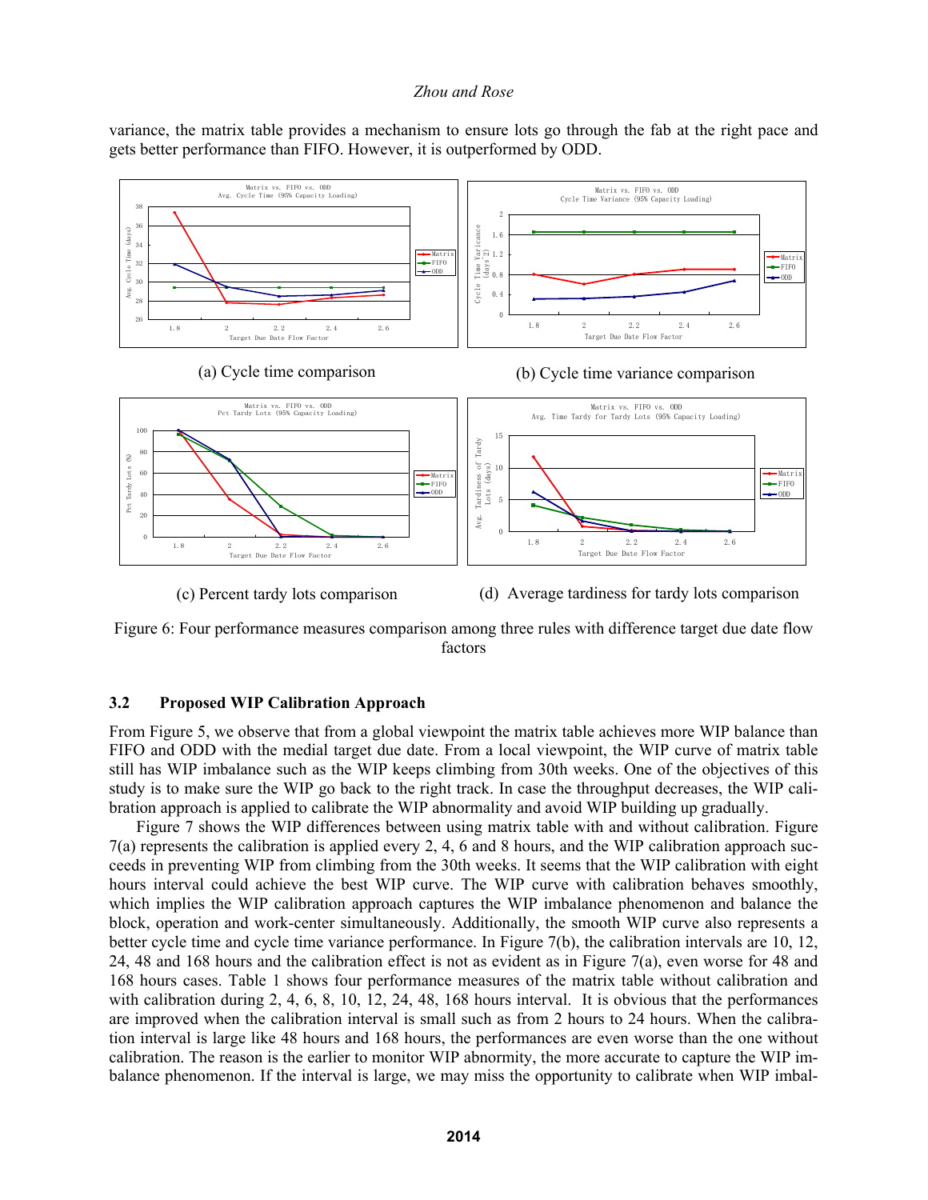variance, the matrix table provides a mechanism to ensure lots go through the fab at the right pace and gets better performance than FIFO. However, it is outperformed by ODD.

(a) Cycle time comparison

(b) Cycle time variance comparison

(c) Percent tardy lots comparison

(d) Average tardiness for tardy lots comparison

Figure 6: Four performance measures comparison among three rules with difference target due date flow factors

### 3.2 Proposed WIP Calibration Approach

From Figure 5, we observe that from a global viewpoint the matrix table achieves more WIP balance than FIFO and ODD with the medial target due date. From a local viewpoint, the WIP curve of matrix table still has WIP imbalance such as the WIP keeps climbing from 30th weeks. One of the objectives of this study is to make sure the WIP go back to the right track. In case the throughput decreases, the WIP calibration approach is applied to calibrate the WIP abnormality and avoid WIP building up gradually.

Figure 7 shows the WIP differences between using matrix table with and without calibration. Figure 7(a) represents the calibration is applied every 2, 4, 6 and 8 hours, and the WIP calibration approach succeeds in preventing WIP from climbing from the 30th weeks. It seems that the WIP calibration with eight hours interval could achieve the best WIP curve. The WIP curve with calibration behaves smoothly, which implies the WIP calibration approach captures the WIP imbalance phenomenon and balance the block, operation and work-center simultaneously. Additionally, the smooth WIP curve also represents a better cycle time and cycle time variance performance. In Figure 7(b), the calibration intervals are 10, 12, 24, 48 and 168 hours and the calibration effect is not as evident as in Figure 7(a), even worse for 48 and 168 hours cases. Table 1 shows four performance measures of the matrix table without calibration and with calibration during 2, 4, 6, 8, 10, 12, 24, 48, 168 hours interval. It is obvious that the performances are improved when the calibration interval is small such as from 2 hours to 24 hours. When the calibration interval is large like 48 hours and 168 hours, the performances are even worse than the one without calibration. The reason is the earlier to monitor WIP abnormity, the more accurate to capture the WIP imbalance phenomenon. If the interval is large, we may miss the opportunity to calibrate when WIP imbal-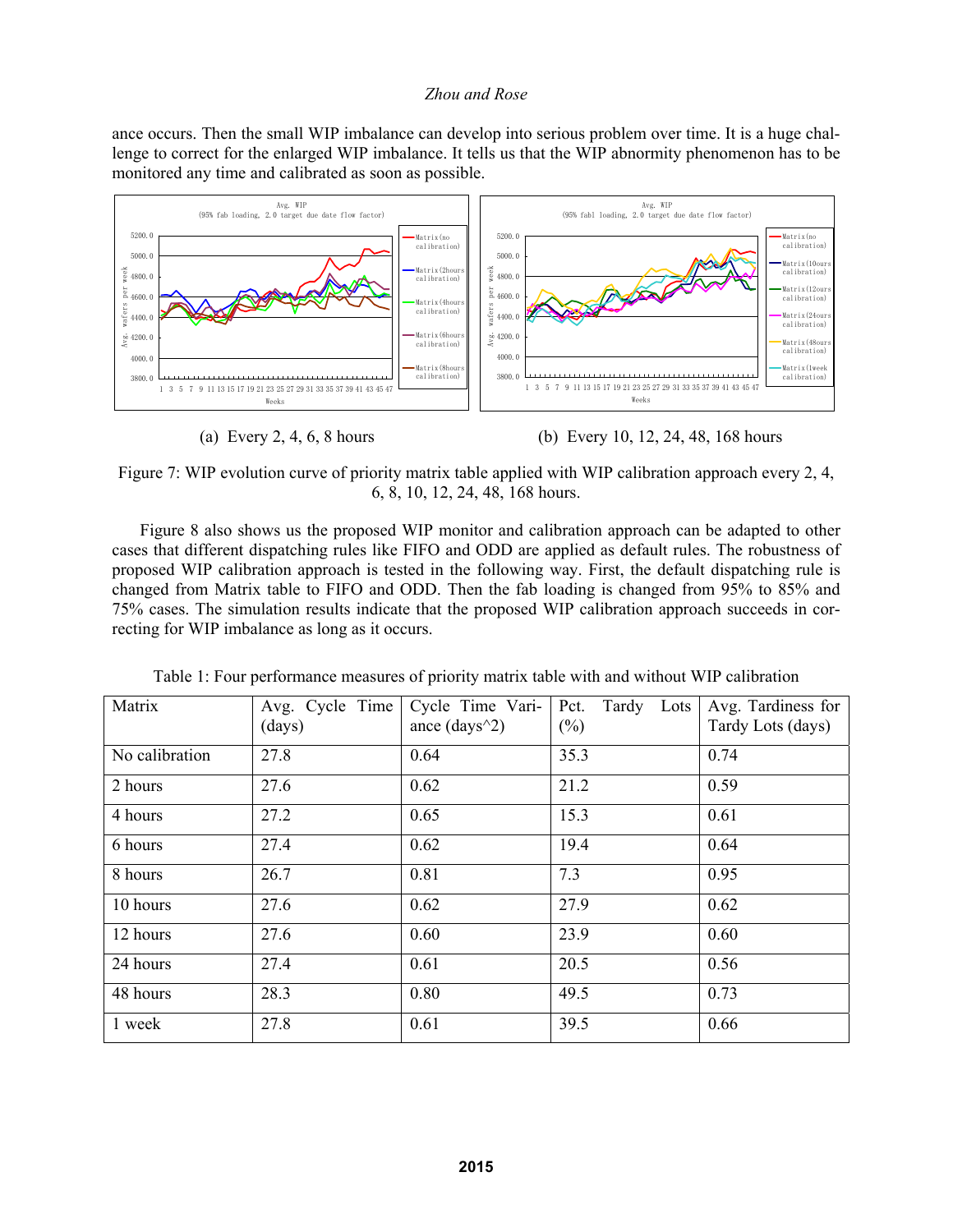ance occurs. Then the small WIP imbalance can develop into serious problem over time. It is a huge challenge to correct for the enlarged WIP imbalance. It tells us that the WIP abnormity phenomenon has to be monitored any time and calibrated as soon as possible.

(a) Every 2, 4, 6, 8 hours

(b) Every 10, 12, 24, 48, 168 hours

Figure 7: WIP evolution curve of priority matrix table applied with WIP calibration approach every 2, 4, 6, 8, 10, 12, 24, 48, 168 hours.

Figure 8 also shows us the proposed WIP monitor and calibration approach can be adapted to other cases that different dispatching rules like FIFO and ODD are applied as default rules. The robustness of proposed WIP calibration approach is tested in the following way. First, the default dispatching rule is changed from Matrix table to FIFO and ODD. Then the fab loading is changed from 95% to 85% and 75% cases. The simulation results indicate that the proposed WIP calibration approach succeeds in correcting for WIP imbalance as long as it occurs.

Table 1: Four performance measures of priority matrix table with and without WIP calibration

| Matrix | Avg. Cycle Time (days) | Cycle Time Variance (days^2) | Pct. Tardy Lots (%) | Avg. Tardiness for Tardy Lots (days) |
|---|---|---|---|---|
| No calibration | 27.8 | 0.64 | 35.3 | 0.74 |
| 2 hours | 27.6 | 0.62 | 21.2 | 0.59 |
| 4 hours | 27.2 | 0.65 | 15.3 | 0.61 |
| 6 hours | 27.4 | 0.62 | 19.4 | 0.64 |
| 8 hours | 26.7 | 0.81 | 7.3 | 0.95 |
| 10 hours | 27.6 | 0.62 | 27.9 | 0.62 |
| 12 hours | 27.6 | 0.60 | 23.9 | 0.60 |
| 24 hours | 27.4 | 0.61 | 20.5 | 0.56 |
| 48 hours | 28.3 | 0.80 | 49.5 | 0.73 |
| 1 week | 27.8 | 0.61 | 39.5 | 0.66 |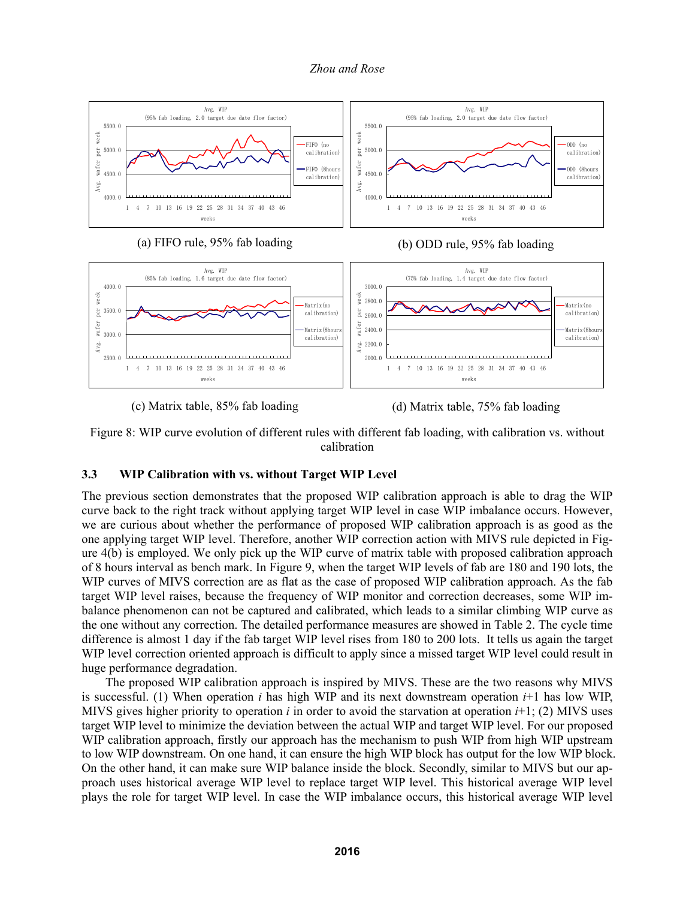(a) FIFO rule, 95% fab loading

(b) ODD rule, 95% fab loading

(c) Matrix table, 85% fab loading

(d) Matrix table, 75% fab loading

Figure 8: WIP curve evolution of different rules with different fab loading, with calibration vs. without calibration

### 3.3 WIP Calibration with vs. without Target WIP Level

The previous section demonstrates that the proposed WIP calibration approach is able to drag the WIP curve back to the right track without applying target WIP level in case WIP imbalance occurs. However, we are curious about whether the performance of proposed WIP calibration approach is as good as the one applying target WIP level. Therefore, another WIP correction action with MIVS rule depicted in Figure 4(b) is employed. We only pick up the WIP curve of matrix table with proposed calibration approach of 8 hours interval as bench mark. In Figure 9, when the target WIP levels of fab are 180 and 190 lots, the WIP curves of MIVS correction are as flat as the case of proposed WIP calibration approach. As the fab target WIP level raises, because the frequency of WIP monitor and correction decreases, some WIP imbalance phenomenon can not be captured and calibrated, which leads to a similar climbing WIP curve as the one without any correction. The detailed performance measures are showed in Table 2. The cycle time difference is almost 1 day if the fab target WIP level rises from 180 to 200 lots. It tells us again the target WIP level correction oriented approach is difficult to apply since a missed target WIP level could result in huge performance degradation.

The proposed WIP calibration approach is inspired by MIVS. These are the two reasons why MIVS is successful. (1) When operation *i* has high WIP and its next downstream operation *i*+1 has low WIP, MIVS gives higher priority to operation *i* in order to avoid the starvation at operation *i*+1; (2) MIVS uses target WIP level to minimize the deviation between the actual WIP and target WIP level. For our proposed WIP calibration approach, firstly our approach has the mechanism to push WIP from high WIP upstream to low WIP downstream. On one hand, it can ensure the high WIP block has output for the low WIP block. On the other hand, it can make sure WIP balance inside the block. Secondly, similar to MIVS but our approach uses historical average WIP level to replace target WIP level. This historical average WIP level plays the role for target WIP level. In case the WIP imbalance occurs, this historical average WIP level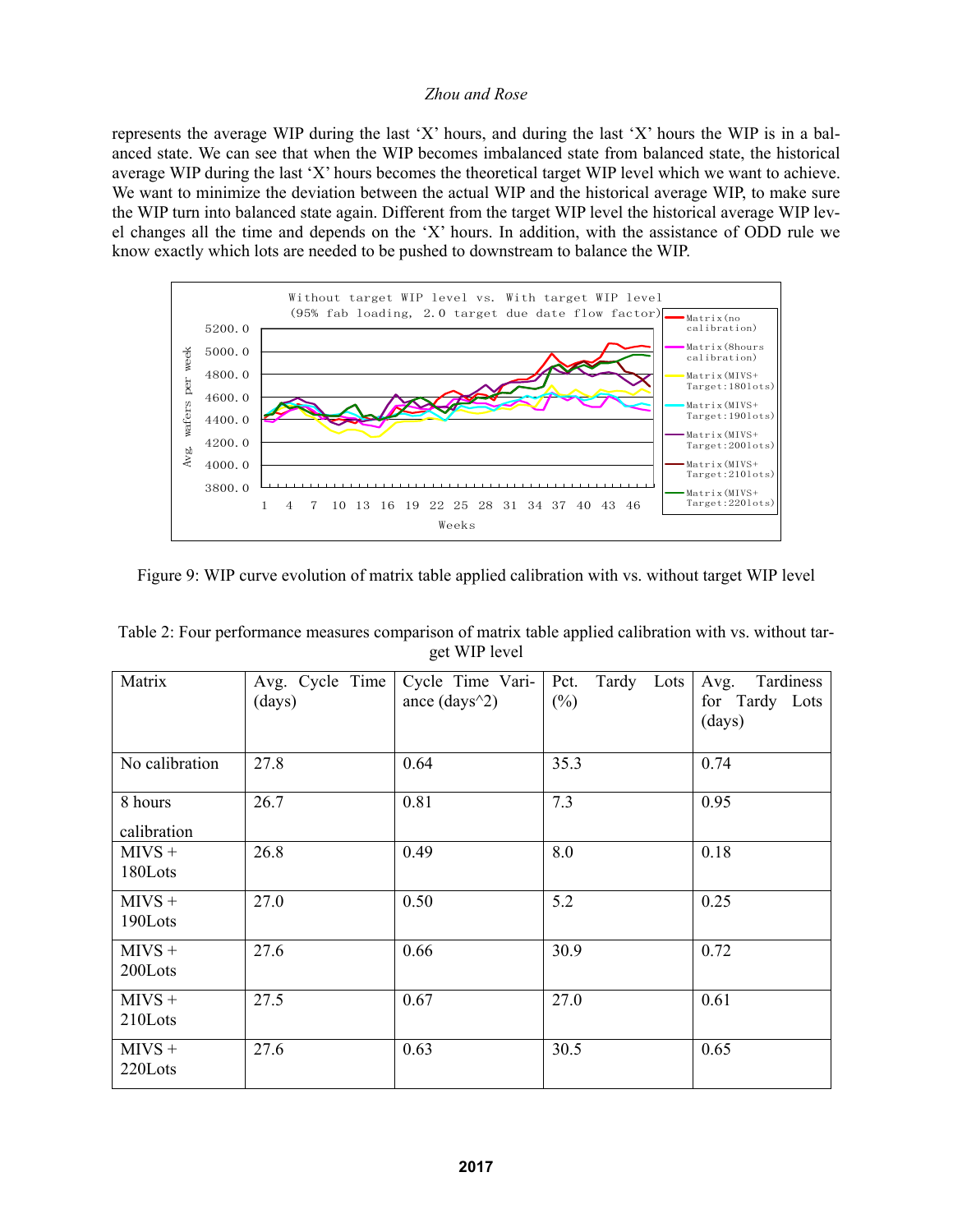represents the average WIP during the last 'X' hours, and during the last 'X' hours the WIP is in a balanced state. We can see that when the WIP becomes imbalanced state from balanced state, the historical average WIP during the last 'X' hours becomes the theoretical target WIP level which we want to achieve. We want to minimize the deviation between the actual WIP and the historical average WIP, to make sure the WIP turn into balanced state again. Different from the target WIP level the historical average WIP level changes all the time and depends on the 'X' hours. In addition, with the assistance of ODD rule we know exactly which lots are needed to be pushed to downstream to balance the WIP.

Figure 9: WIP curve evolution of matrix table applied calibration with vs. without target WIP level

Table 2: Four performance measures comparison of matrix table applied calibration with vs. without target WIP level

| Matrix | Avg. Cycle Time (days) | Cycle Time Variance (days^2) | Pct. Tardy Lots (%) | Avg. Tardiness for Tardy Lots (days) |
|---|---|---|---|---|
| No calibration | 27.8 | 0.64 | 35.3 | 0.74 |
| 8 hours calibration | 26.7 | 0.81 | 7.3 | 0.95 |
| MIVS + 180Lots | 26.8 | 0.49 | 8.0 | 0.18 |
| MIVS + 190Lots | 27.0 | 0.50 | 5.2 | 0.25 |
| MIVS + 200Lots | 27.6 | 0.66 | 30.9 | 0.72 |
| MIVS + 210Lots | 27.5 | 0.67 | 27.0 | 0.61 |
| MIVS + 220Lots | 27.6 | 0.63 | 30.5 | 0.65 |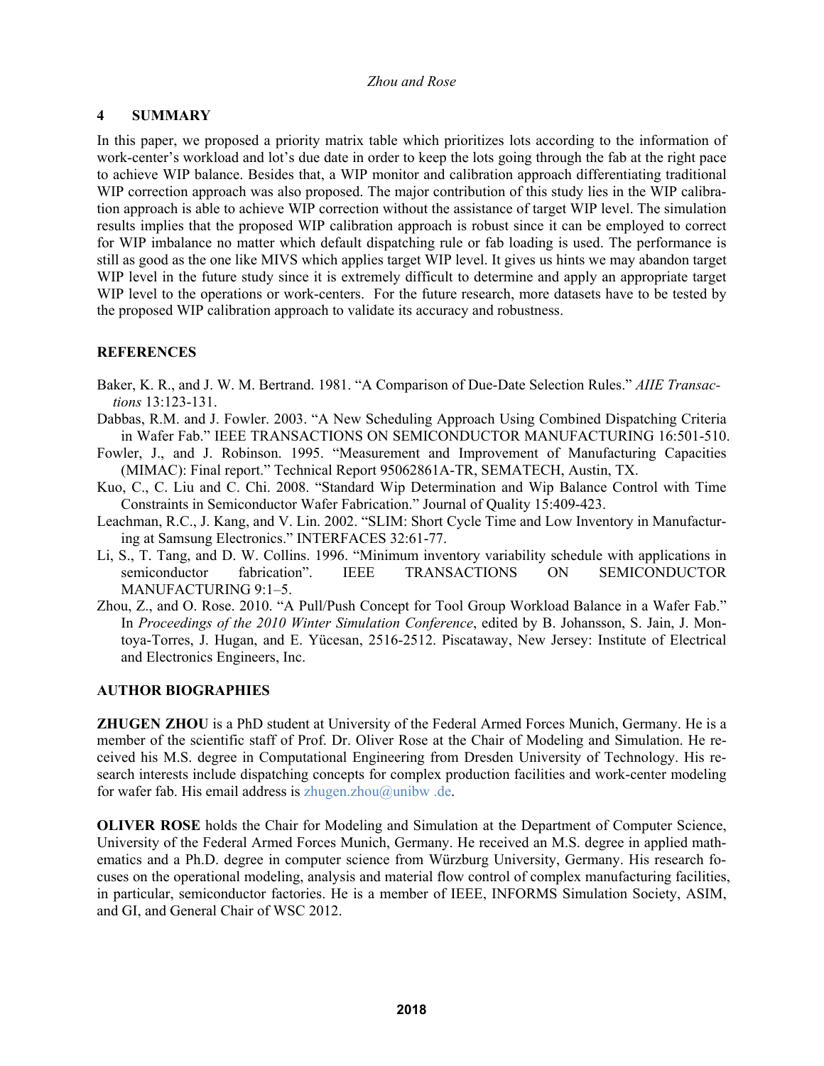## 4 SUMMARY

In this paper, we proposed a priority matrix table which prioritizes lots according to the information of work-center's workload and lot's due date in order to keep the lots going through the fab at the right pace to achieve WIP balance. Besides that, a WIP monitor and calibration approach differentiating traditional WIP correction approach was also proposed. The major contribution of this study lies in the WIP calibration approach is able to achieve WIP correction without the assistance of target WIP level. The simulation results implies that the proposed WIP calibration approach is robust since it can be employed to correct for WIP imbalance no matter which default dispatching rule or fab loading is used. The performance is still as good as the one like MIVS which applies target WIP level. It gives us hints we may abandon target WIP level in the future study since it is extremely difficult to determine and apply an appropriate target WIP level to the operations or work-centers. For the future research, more datasets have to be tested by the proposed WIP calibration approach to validate its accuracy and robustness.

## REFERENCES

Baker, K. R., and J. W. M. Bertrand. 1981. "A Comparison of Due-Date Selection Rules." *AIIE Transactions* 13:123-131.

Dabbas, R.M. and J. Fowler. 2003. "A New Scheduling Approach Using Combined Dispatching Criteria in Wafer Fab." IEEE TRANSACTIONS ON SEMICONDUCTOR MANUFACTURING 16:501-510.

Fowler, J., and J. Robinson. 1995. "Measurement and Improvement of Manufacturing Capacities (MIMAC): Final report." Technical Report 95062861A-TR, SEMATECH, Austin, TX.

Kuo, C., C. Liu and C. Chi. 2008. "Standard Wip Determination and Wip Balance Control with Time Constraints in Semiconductor Wafer Fabrication." Journal of Quality 15:409-423.

Leachman, R.C., J. Kang, and V. Lin. 2002. "SLIM: Short Cycle Time and Low Inventory in Manufacturing at Samsung Electronics." INTERFACES 32:61-77.

Li, S., T. Tang, and D. W. Collins. 1996. "Minimum inventory variability schedule with applications in semiconductor fabrication". IEEE TRANSACTIONS ON SEMICONDUCTOR MANUFACTURING 9:1–5.

Zhou, Z., and O. Rose. 2010. "A Pull/Push Concept for Tool Group Workload Balance in a Wafer Fab." In *Proceedings of the 2010 Winter Simulation Conference*, edited by B. Johansson, S. Jain, J. Montoya-Torres, J. Hugan, and E. Yücesan, 2516-2512. Piscataway, New Jersey: Institute of Electrical and Electronics Engineers, Inc.

## AUTHOR BIOGRAPHIES

**ZHUGEN ZHOU** is a PhD student at University of the Federal Armed Forces Munich, Germany. He is a member of the scientific staff of Prof. Dr. Oliver Rose at the Chair of Modeling and Simulation. He received his M.S. degree in Computational Engineering from Dresden University of Technology. His research interests include dispatching concepts for complex production facilities and work-center modeling for wafer fab. His email address is zhugen.zhou@unibw .de.

**OLIVER ROSE** holds the Chair for Modeling and Simulation at the Department of Computer Science, University of the Federal Armed Forces Munich, Germany. He received an M.S. degree in applied mathematics and a Ph.D. degree in computer science from Würzburg University, Germany. His research focuses on the operational modeling, analysis and material flow control of complex manufacturing facilities, in particular, semiconductor factories. He is a member of IEEE, INFORMS Simulation Society, ASIM, and GI, and General Chair of WSC 2012.